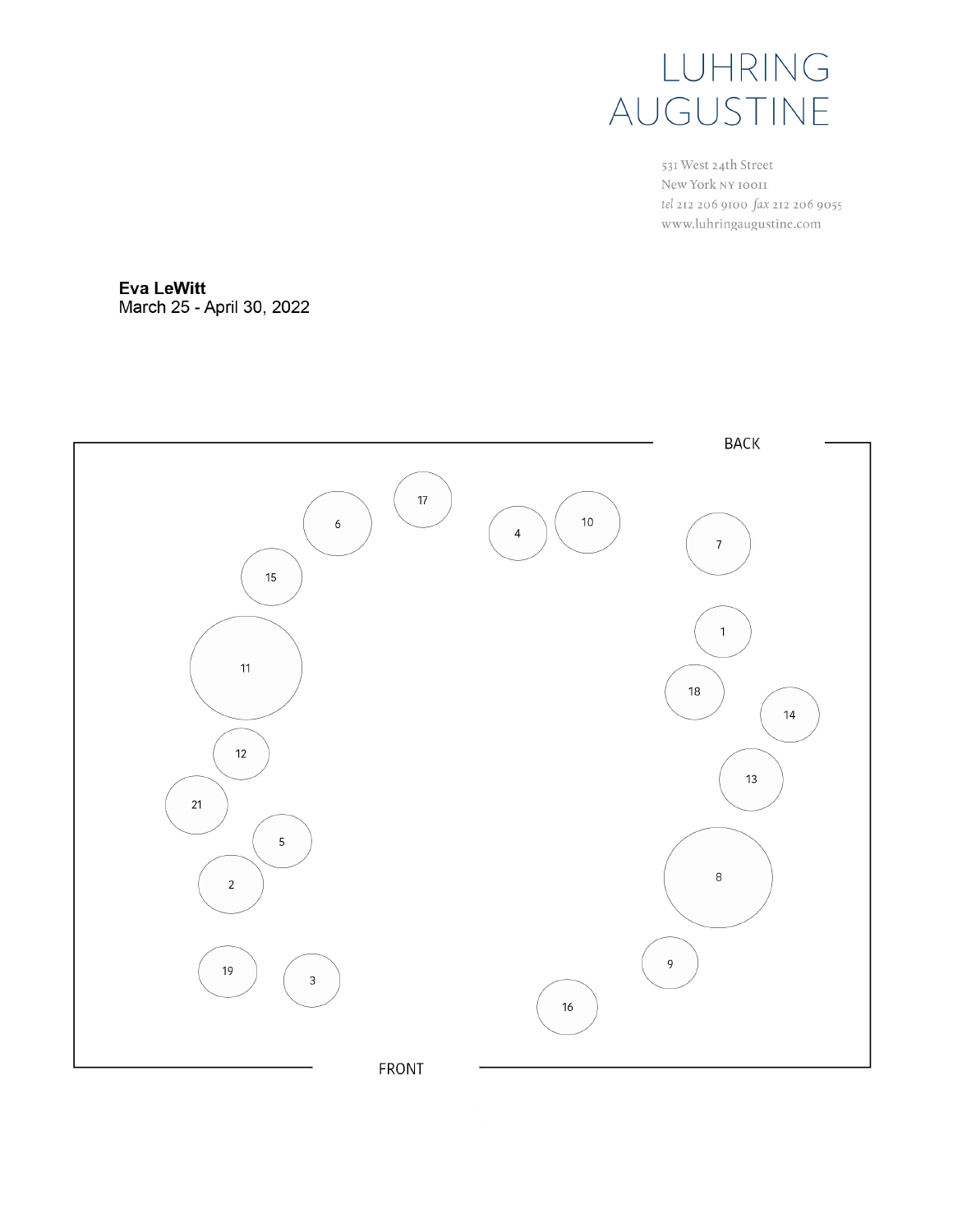LUHRING AUGUSTINE

531 West 24th Street
New York NY 10011
*tel* 212 206 9100 *fax* 212 206 9055
www.luhringaugustine.com

**Eva LeWitt**
March 25 - April 30, 2022

BACK

17 6 4 10 7

15

1

11

18 14

12 13

21

5 8

2

9

19 3 16

FRONT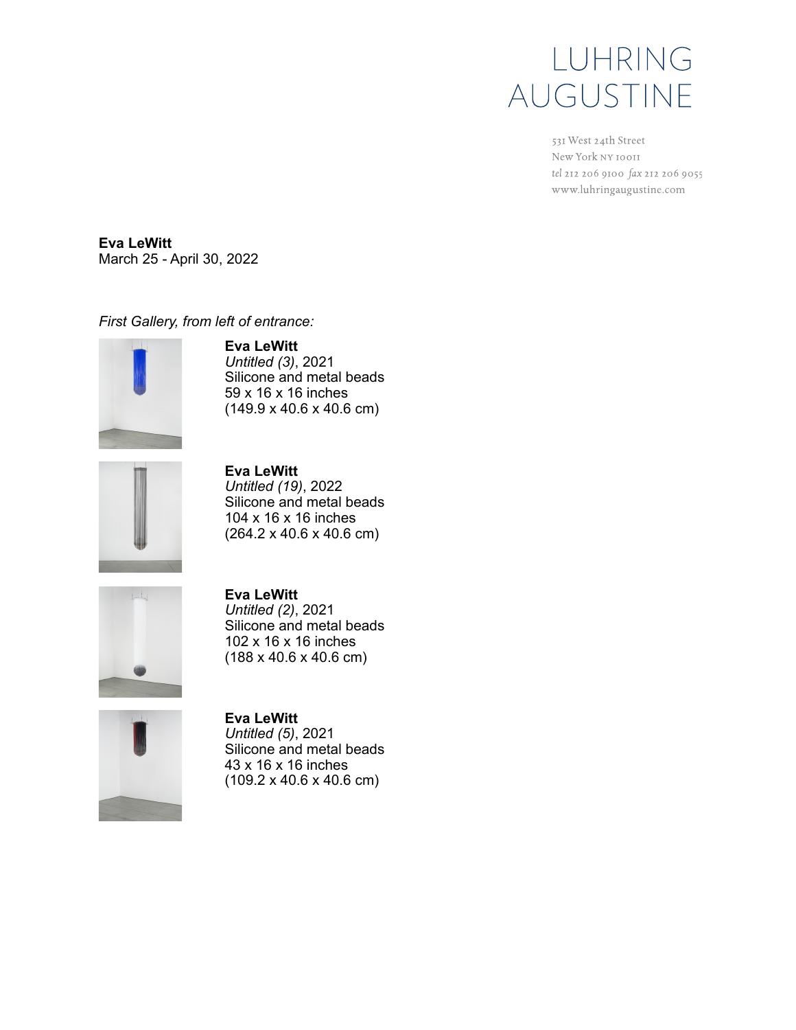# LUHRING AUGUSTINE

531 West 24th Street
New York NY 10011
*tel* 212 206 9100 *fax* 212 206 9055
www.luhringaugustine.com

**Eva LeWitt**
March 25 - April 30, 2022

*First Gallery, from left of entrance:*

**Eva LeWitt**
*Untitled (3)*, 2021
Silicone and metal beads
59 x 16 x 16 inches
(149.9 x 40.6 x 40.6 cm)

**Eva LeWitt**
*Untitled (19)*, 2022
Silicone and metal beads
104 x 16 x 16 inches
(264.2 x 40.6 x 40.6 cm)

**Eva LeWitt**
*Untitled (2)*, 2021
Silicone and metal beads
102 x 16 x 16 inches
(188 x 40.6 x 40.6 cm)

**Eva LeWitt**
*Untitled (5)*, 2021
Silicone and metal beads
43 x 16 x 16 inches
(109.2 x 40.6 x 40.6 cm)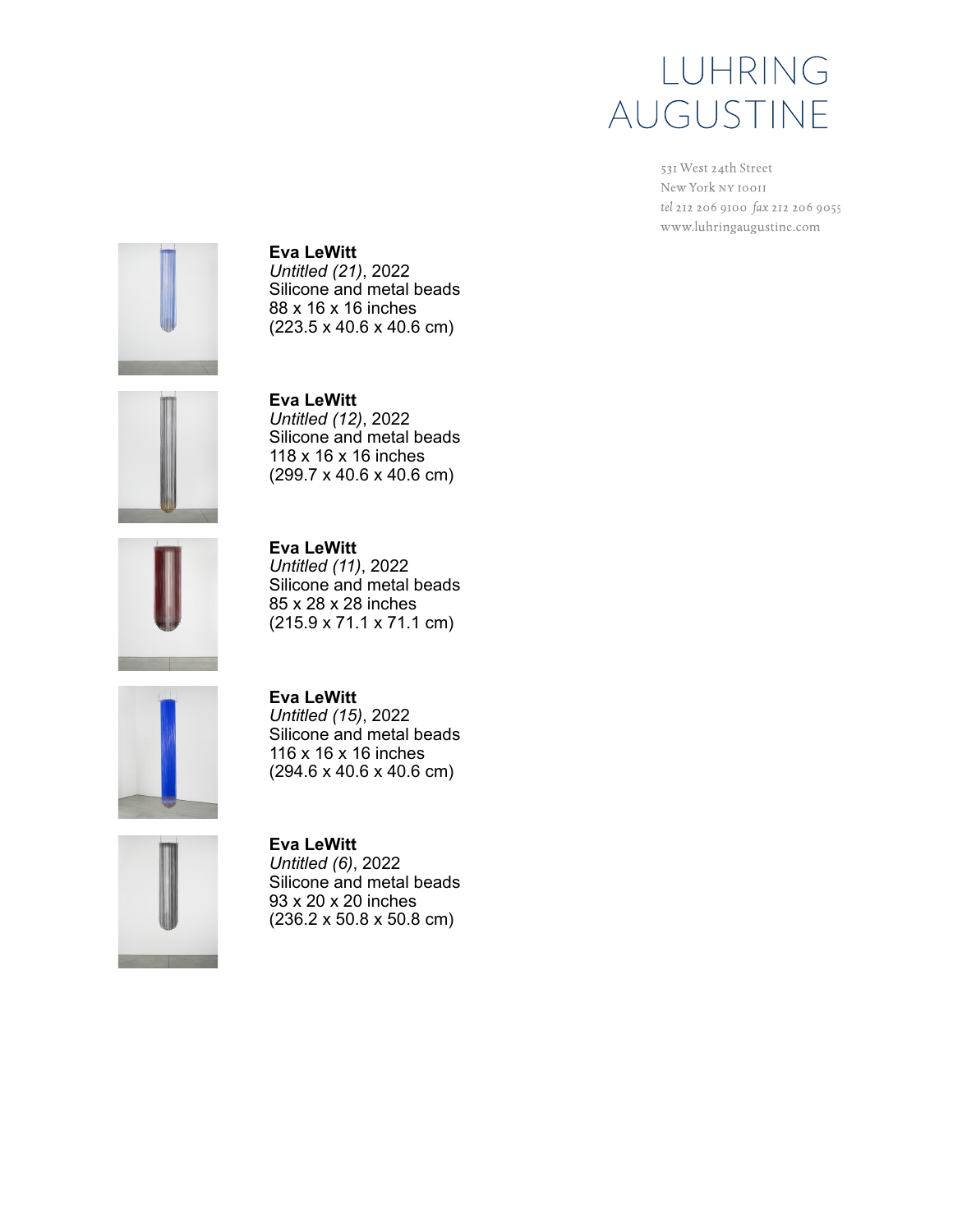# LUHRING AUGUSTINE

531 West 24th Street
New York NY 10011
*tel* 212 206 9100 *fax* 212 206 9055
www.luhringaugustine.com

**Eva LeWitt**
*Untitled (21)*, 2022
Silicone and metal beads
88 x 16 x 16 inches
(223.5 x 40.6 x 40.6 cm)

**Eva LeWitt**
*Untitled (12)*, 2022
Silicone and metal beads
118 x 16 x 16 inches
(299.7 x 40.6 x 40.6 cm)

**Eva LeWitt**
*Untitled (11)*, 2022
Silicone and metal beads
85 x 28 x 28 inches
(215.9 x 71.1 x 71.1 cm)

**Eva LeWitt**
*Untitled (15)*, 2022
Silicone and metal beads
116 x 16 x 16 inches
(294.6 x 40.6 x 40.6 cm)

**Eva LeWitt**
*Untitled (6)*, 2022
Silicone and metal beads
93 x 20 x 20 inches
(236.2 x 50.8 x 50.8 cm)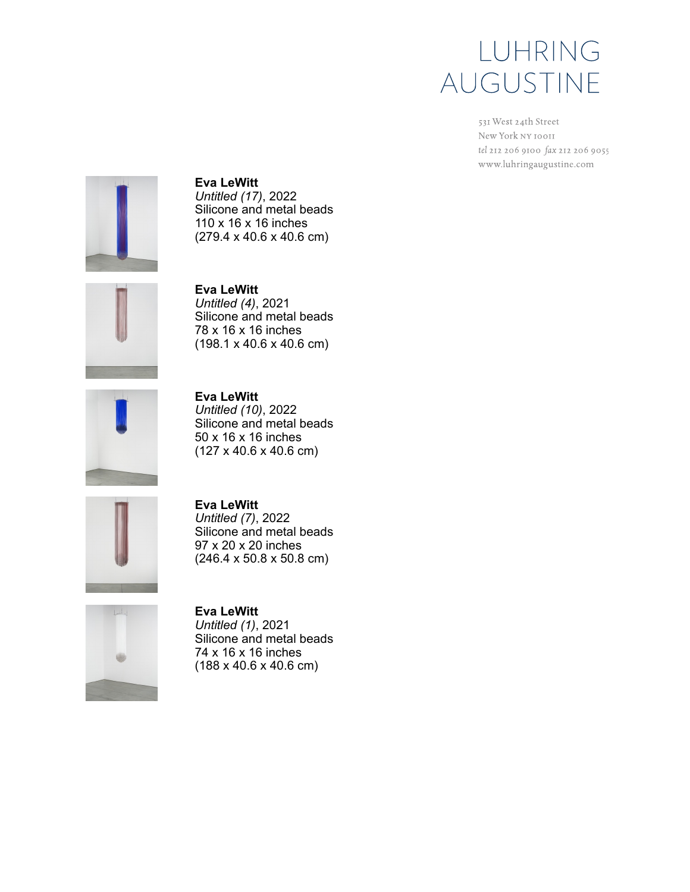LUHRING AUGUSTINE

531 West 24th Street
New York NY 10011
tel 212 206 9100 fax 212 206 9055
www.luhringaugustine.com

**Eva LeWitt**
*Untitled (17)*, 2022
Silicone and metal beads
110 x 16 x 16 inches
(279.4 x 40.6 x 40.6 cm)

**Eva LeWitt**
*Untitled (4)*, 2021
Silicone and metal beads
78 x 16 x 16 inches
(198.1 x 40.6 x 40.6 cm)

**Eva LeWitt**
*Untitled (10)*, 2022
Silicone and metal beads
50 x 16 x 16 inches
(127 x 40.6 x 40.6 cm)

**Eva LeWitt**
*Untitled (7)*, 2022
Silicone and metal beads
97 x 20 x 20 inches
(246.4 x 50.8 x 50.8 cm)

**Eva LeWitt**
*Untitled (1)*, 2021
Silicone and metal beads
74 x 16 x 16 inches
(188 x 40.6 x 40.6 cm)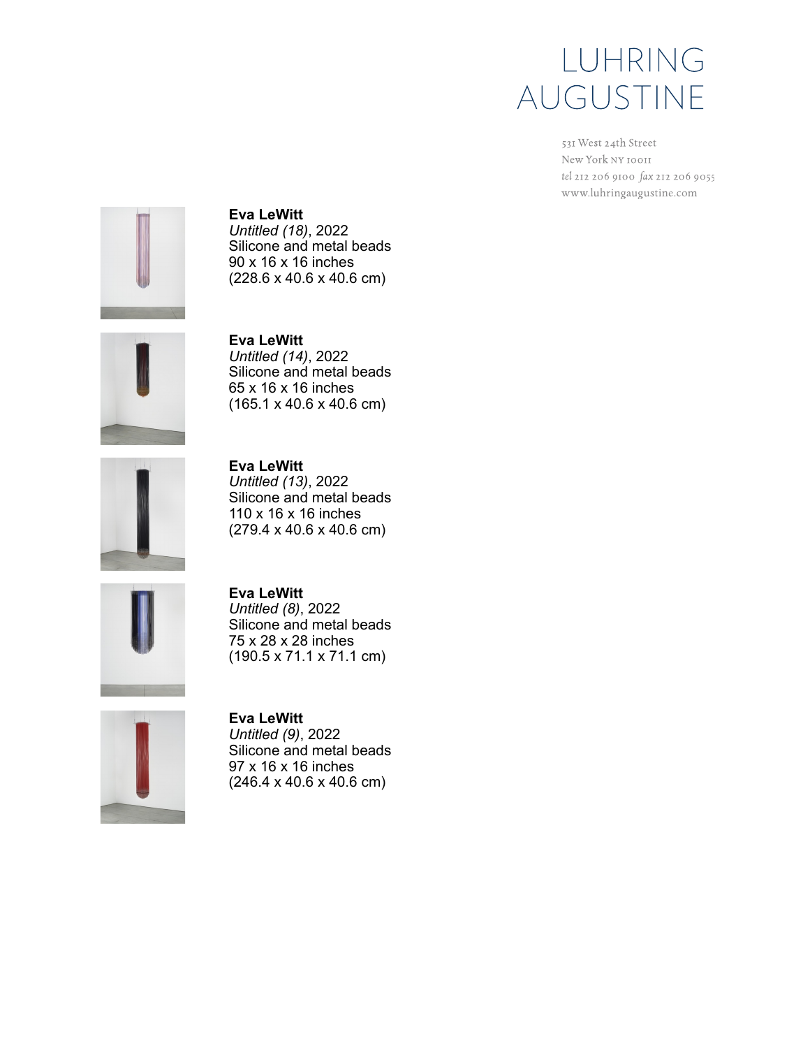**Eva LeWitt**
*Untitled (18)*, 2022
Silicone and metal beads
90 x 16 x 16 inches
(228.6 x 40.6 x 40.6 cm)

**Eva LeWitt**
*Untitled (14)*, 2022
Silicone and metal beads
65 x 16 x 16 inches
(165.1 x 40.6 x 40.6 cm)

**Eva LeWitt**
*Untitled (13)*, 2022
Silicone and metal beads
110 x 16 x 16 inches
(279.4 x 40.6 x 40.6 cm)

**Eva LeWitt**
*Untitled (8)*, 2022
Silicone and metal beads
75 x 28 x 28 inches
(190.5 x 71.1 x 71.1 cm)

**Eva LeWitt**
*Untitled (9)*, 2022
Silicone and metal beads
97 x 16 x 16 inches
(246.4 x 40.6 x 40.6 cm)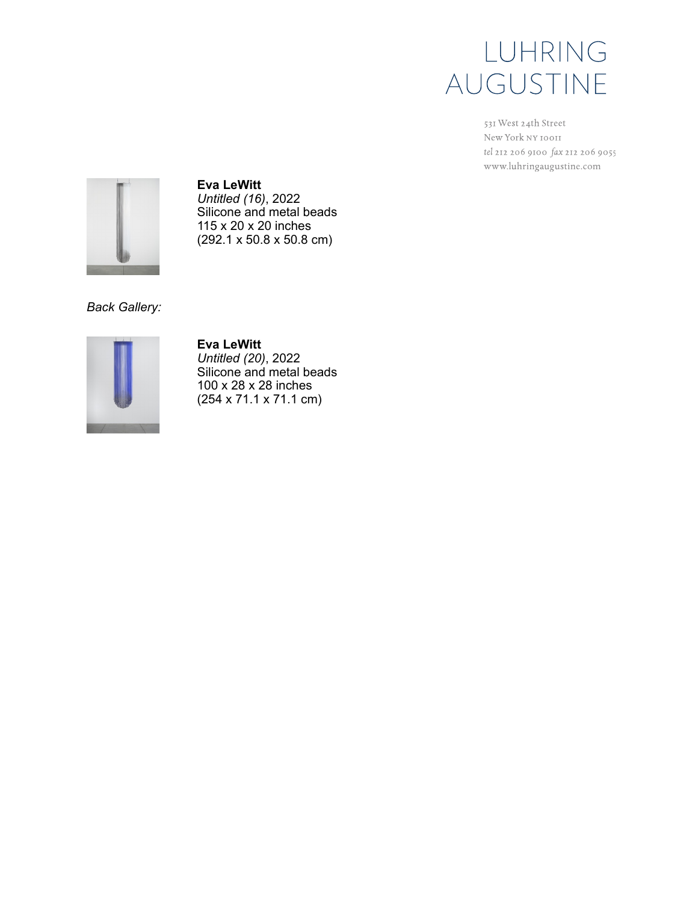LUHRING AUGUSTINE

531 West 24th Street
New York NY 10011
*tel* 212 206 9100 *fax* 212 206 9055
www.luhringaugustine.com

**Eva LeWitt**
*Untitled (16)*, 2022
Silicone and metal beads
115 x 20 x 20 inches
(292.1 x 50.8 x 50.8 cm)

*Back Gallery:*

**Eva LeWitt**
*Untitled (20)*, 2022
Silicone and metal beads
100 x 28 x 28 inches
(254 x 71.1 x 71.1 cm)